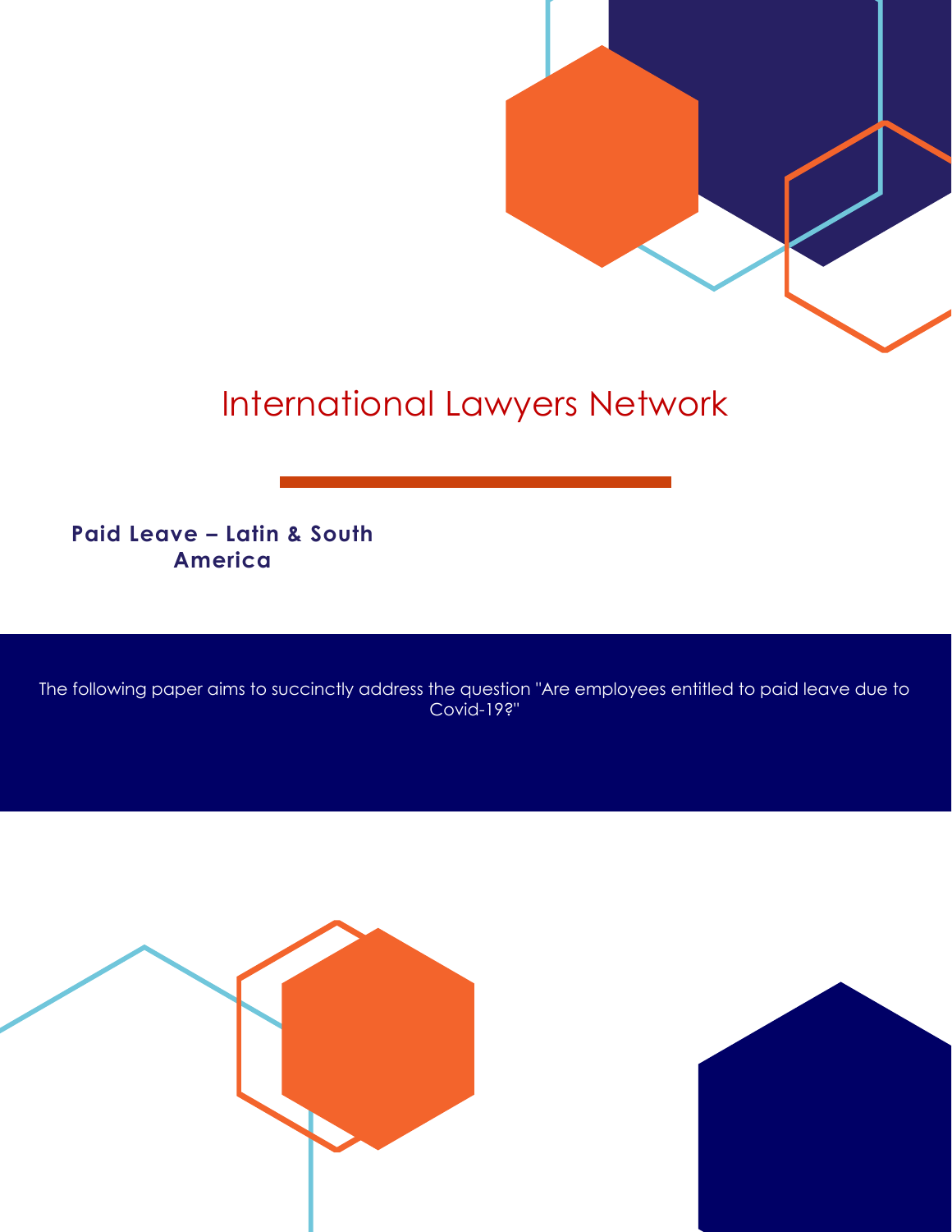# International Lawyers Network

## Paid Leave – Latin & South America

The following paper aims to succinctly address the question "Are employees entitled to paid leave due to Covid-19?"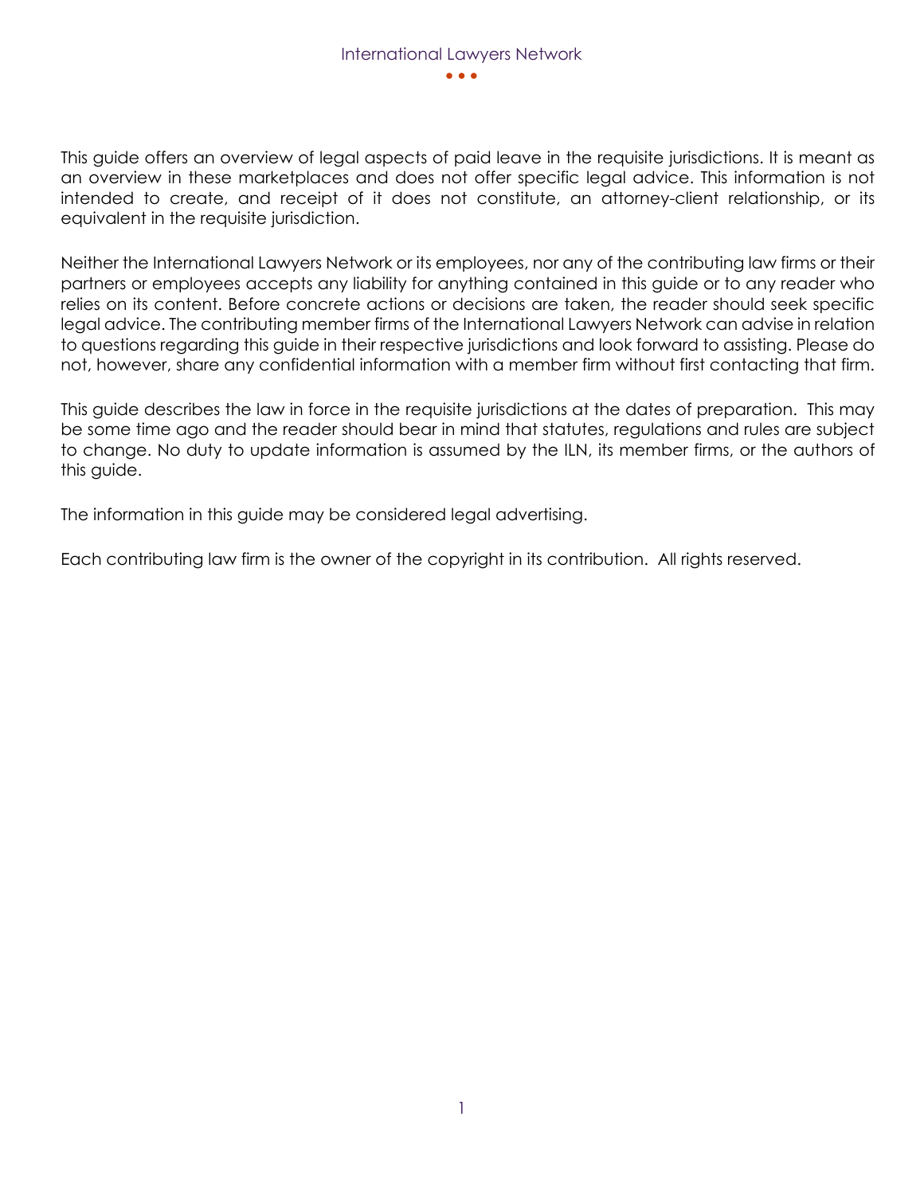This guide offers an overview of legal aspects of paid leave in the requisite jurisdictions. It is meant as an overview in these marketplaces and does not offer specific legal advice. This information is not intended to create, and receipt of it does not constitute, an attorney-client relationship, or its equivalent in the requisite jurisdiction.

Neither the International Lawyers Network or its employees, nor any of the contributing law firms or their partners or employees accepts any liability for anything contained in this guide or to any reader who relies on its content. Before concrete actions or decisions are taken, the reader should seek specific legal advice. The contributing member firms of the International Lawyers Network can advise in relation to questions regarding this guide in their respective jurisdictions and look forward to assisting. Please do not, however, share any confidential information with a member firm without first contacting that firm.

This guide describes the law in force in the requisite jurisdictions at the dates of preparation. This may be some time ago and the reader should bear in mind that statutes, regulations and rules are subject to change. No duty to update information is assumed by the ILN, its member firms, or the authors of this guide.

The information in this guide may be considered legal advertising.

Each contributing law firm is the owner of the copyright in its contribution. All rights reserved.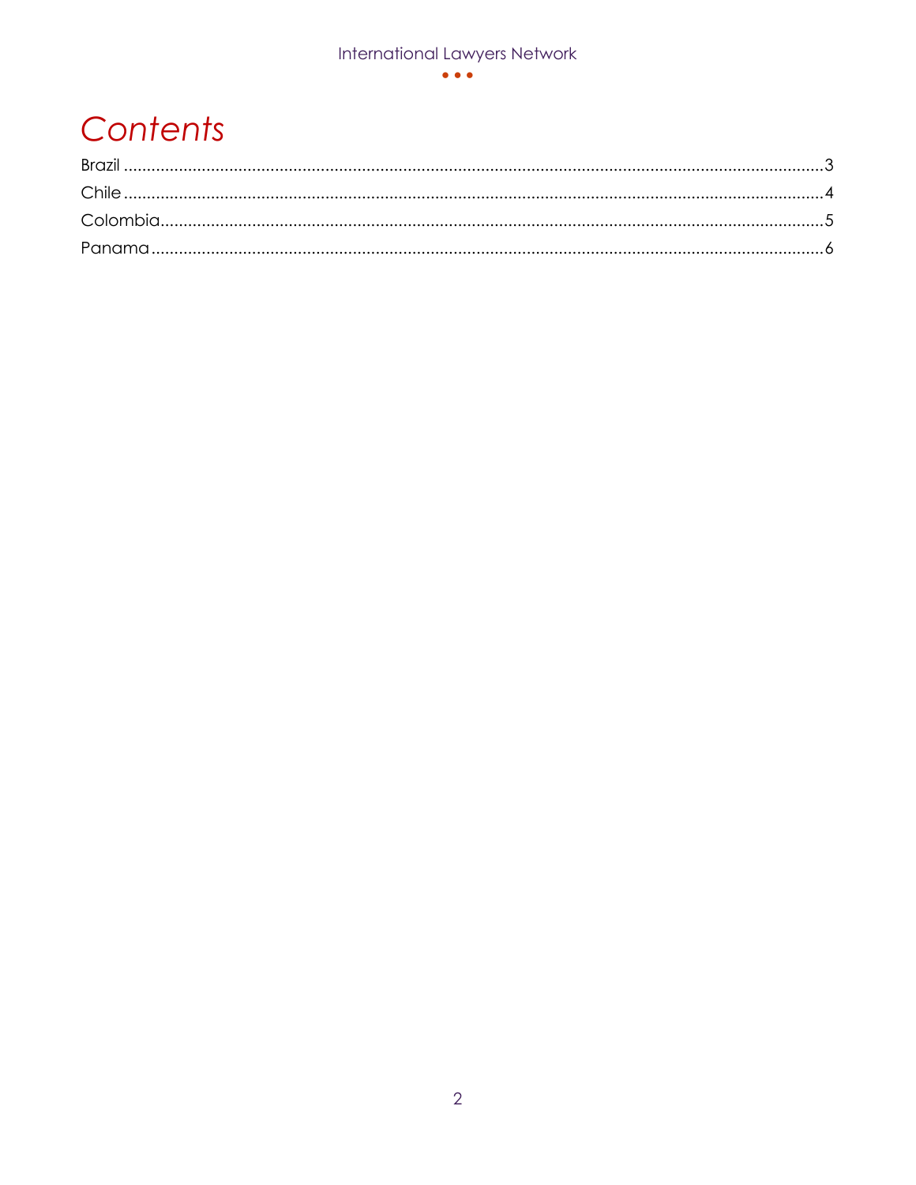# Contents

Brazil ........................................................................................................................................3
Chile ..........................................................................................................................................4
Colombia....................................................................................................................................5
Panama ......................................................................................................................................6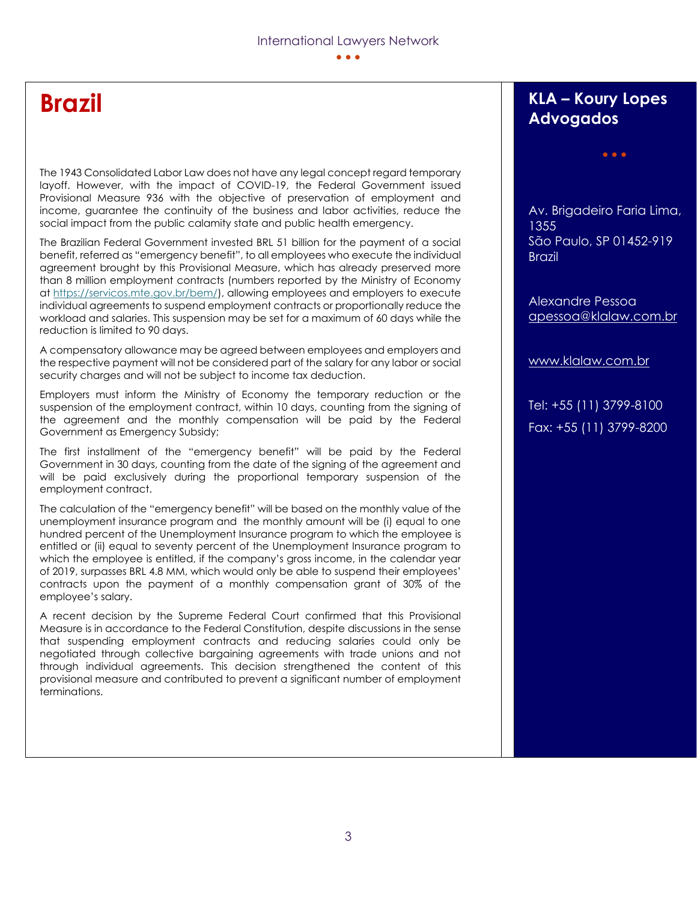# Brazil

The 1943 Consolidated Labor Law does not have any legal concept regard temporary layoff. However, with the impact of COVID-19, the Federal Government issued Provisional Measure 936 with the objective of preservation of employment and income, guarantee the continuity of the business and labor activities, reduce the social impact from the public calamity state and public health emergency.

The Brazilian Federal Government invested BRL 51 billion for the payment of a social benefit, referred as "emergency benefit", to all employees who execute the individual agreement brought by this Provisional Measure, which has already preserved more than 8 million employment contracts (numbers reported by the Ministry of Economy at [https://servicos.mte.gov.br/bem/](https://servicos.mte.gov.br/bem/)), allowing employees and employers to execute individual agreements to suspend employment contracts or proportionally reduce the workload and salaries. This suspension may be set for a maximum of 60 days while the reduction is limited to 90 days.

A compensatory allowance may be agreed between employees and employers and the respective payment will not be considered part of the salary for any labor or social security charges and will not be subject to income tax deduction.

Employers must inform the Ministry of Economy the temporary reduction or the suspension of the employment contract, within 10 days, counting from the signing of the agreement and the monthly compensation will be paid by the Federal Government as Emergency Subsidy;

The first installment of the "emergency benefit" will be paid by the Federal Government in 30 days, counting from the date of the signing of the agreement and will be paid exclusively during the proportional temporary suspension of the employment contract.

The calculation of the "emergency benefit" will be based on the monthly value of the unemployment insurance program and the monthly amount will be (i) equal to one hundred percent of the Unemployment Insurance program to which the employee is entitled or (ii) equal to seventy percent of the Unemployment Insurance program to which the employee is entitled, if the company's gross income, in the calendar year of 2019, surpasses BRL 4.8 MM, which would only be able to suspend their employees' contracts upon the payment of a monthly compensation grant of 30% of the employee's salary.

A recent decision by the Supreme Federal Court confirmed that this Provisional Measure is in accordance to the Federal Constitution, despite discussions in the sense that suspending employment contracts and reducing salaries could only be negotiated through collective bargaining agreements with trade unions and not through individual agreements. This decision strengthened the content of this provisional measure and contributed to prevent a significant number of employment terminations.

## KLA – Koury Lopes Advogados

Av. Brigadeiro Faria Lima, 1355
São Paulo, SP 01452-919
Brazil

Alexandre Pessoa
[apessoa@klalaw.com.br](mailto:apessoa@klalaw.com.br)

[www.klalaw.com.br](http://www.klalaw.com.br)

Tel: +55 (11) 3799-8100
Fax: +55 (11) 3799-8200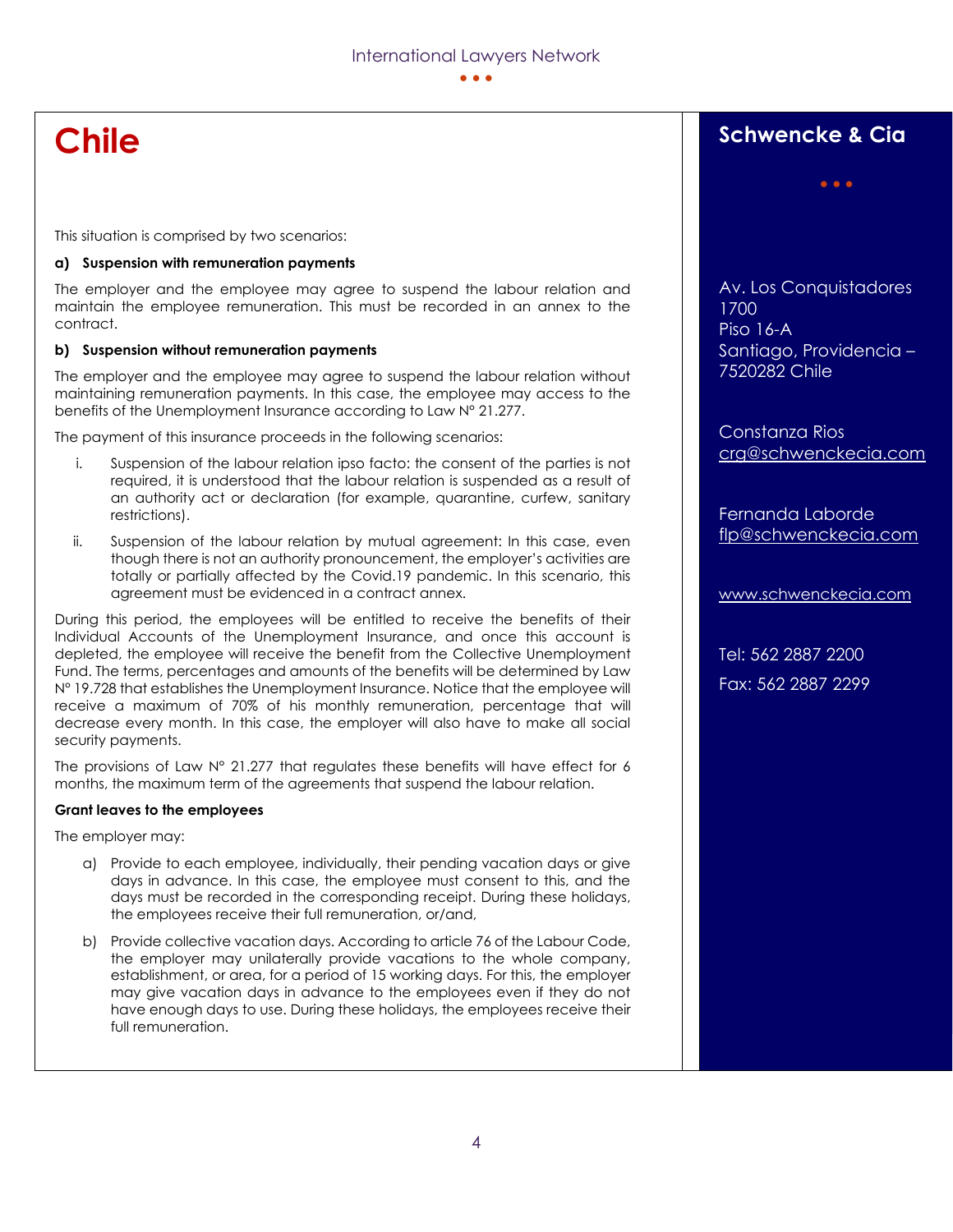# Chile

## Schwencke & Cia

Av. Los Conquistadores 1700
Piso 16-A
Santiago, Providencia – 7520282 Chile

Constanza Rios
crg@schwenckecia.com

Fernanda Laborde
flp@schwenckecia.com

www.schwenckecia.com

Tel: 562 2887 2200

Fax: 562 2887 2299

This situation is comprised by two scenarios:

**a) Suspension with remuneration payments**

The employer and the employee may agree to suspend the labour relation and maintain the employee remuneration. This must be recorded in an annex to the contract.

**b) Suspension without remuneration payments**

The employer and the employee may agree to suspend the labour relation without maintaining remuneration payments. In this case, the employee may access to the benefits of the Unemployment Insurance according to Law N° 21.277.

The payment of this insurance proceeds in the following scenarios:

i. Suspension of the labour relation ipso facto: the consent of the parties is not required, it is understood that the labour relation is suspended as a result of an authority act or declaration (for example, quarantine, curfew, sanitary restrictions).

ii. Suspension of the labour relation by mutual agreement: In this case, even though there is not an authority pronouncement, the employer's activities are totally or partially affected by the Covid.19 pandemic. In this scenario, this agreement must be evidenced in a contract annex.

During this period, the employees will be entitled to receive the benefits of their Individual Accounts of the Unemployment Insurance, and once this account is depleted, the employee will receive the benefit from the Collective Unemployment Fund. The terms, percentages and amounts of the benefits will be determined by Law N° 19.728 that establishes the Unemployment Insurance. Notice that the employee will receive a maximum of 70% of his monthly remuneration, percentage that will decrease every month. In this case, the employer will also have to make all social security payments.

The provisions of Law N° 21.277 that regulates these benefits will have effect for 6 months, the maximum term of the agreements that suspend the labour relation.

**Grant leaves to the employees**

The employer may:

a) Provide to each employee, individually, their pending vacation days or give days in advance. In this case, the employee must consent to this, and the days must be recorded in the corresponding receipt. During these holidays, the employees receive their full remuneration, or/and,

b) Provide collective vacation days. According to article 76 of the Labour Code, the employer may unilaterally provide vacations to the whole company, establishment, or area, for a period of 15 working days. For this, the employer may give vacation days in advance to the employees even if they do not have enough days to use. During these holidays, the employees receive their full remuneration.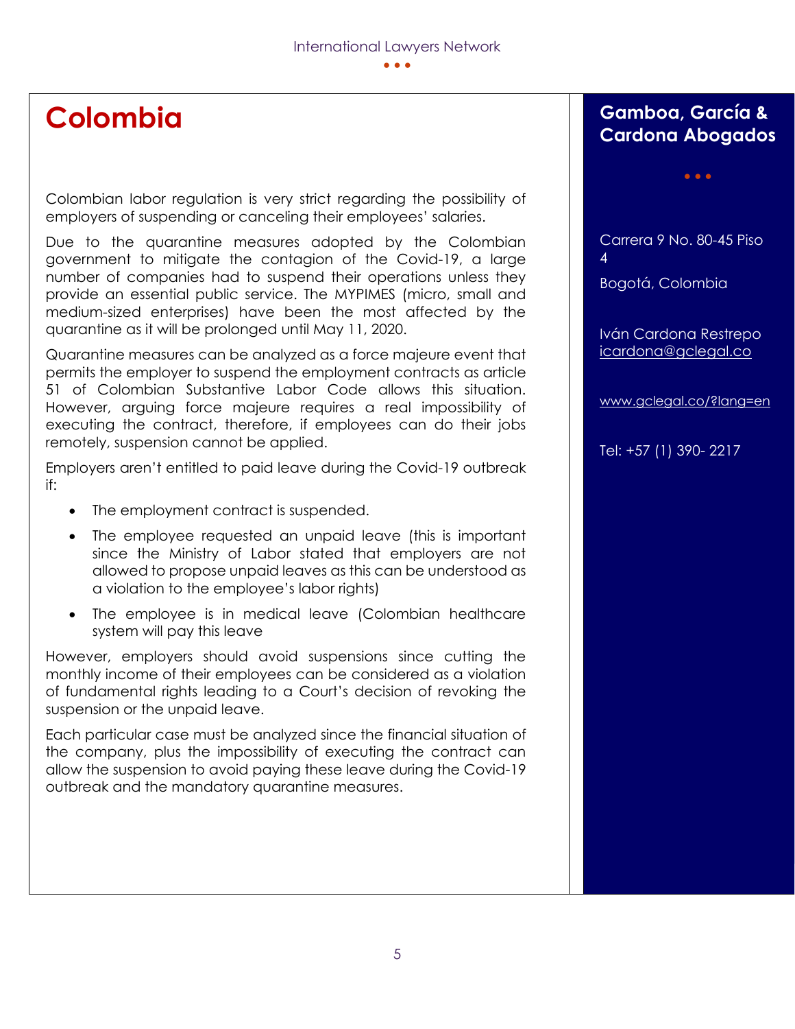# Colombia

Colombian labor regulation is very strict regarding the possibility of employers of suspending or canceling their employees' salaries.

Due to the quarantine measures adopted by the Colombian government to mitigate the contagion of the Covid-19, a large number of companies had to suspend their operations unless they provide an essential public service. The MYPIMES (micro, small and medium-sized enterprises) have been the most affected by the quarantine as it will be prolonged until May 11, 2020.

Quarantine measures can be analyzed as a force majeure event that permits the employer to suspend the employment contracts as article 51 of Colombian Substantive Labor Code allows this situation. However, arguing force majeure requires a real impossibility of executing the contract, therefore, if employees can do their jobs remotely, suspension cannot be applied.

Employers aren't entitled to paid leave during the Covid-19 outbreak if:

- The employment contract is suspended.
- The employee requested an unpaid leave (this is important since the Ministry of Labor stated that employers are not allowed to propose unpaid leaves as this can be understood as a violation to the employee's labor rights)
- The employee is in medical leave (Colombian healthcare system will pay this leave

However, employers should avoid suspensions since cutting the monthly income of their employees can be considered as a violation of fundamental rights leading to a Court's decision of revoking the suspension or the unpaid leave.

Each particular case must be analyzed since the financial situation of the company, plus the impossibility of executing the contract can allow the suspension to avoid paying these leave during the Covid-19 outbreak and the mandatory quarantine measures.

## Gamboa, García & Cardona Abogados

Carrera 9 No. 80-45 Piso 4

Bogotá, Colombia

Iván Cardona Restrepo
icardona@gclegal.co

www.gclegal.co/?lang=en

Tel: +57 (1) 390- 2217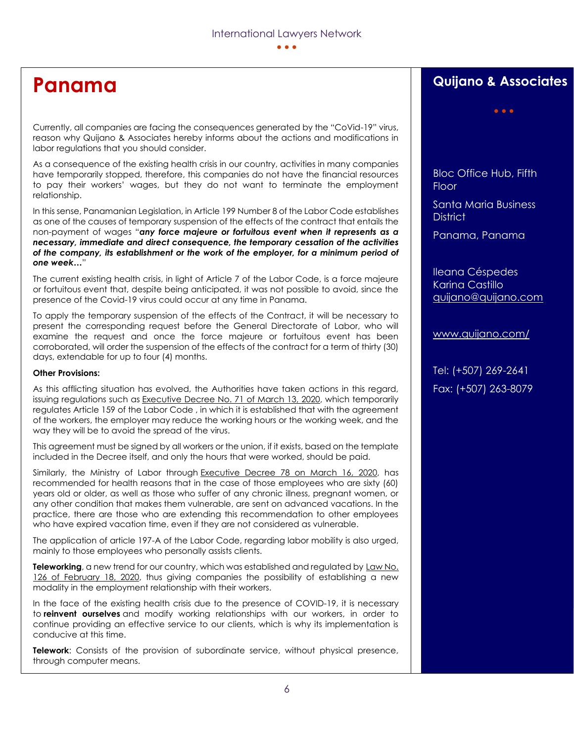# Panama

Currently, all companies are facing the consequences generated by the "CoVid-19" virus, reason why Quijano & Associates hereby informs about the actions and modifications in labor regulations that you should consider.

As a consequence of the existing health crisis in our country, activities in many companies have temporarily stopped, therefore, this companies do not have the financial resources to pay their workers' wages, but they do not want to terminate the employment relationship.

In this sense, Panamanian Legislation, in Article 199 Number 8 of the Labor Code establishes as one of the causes of temporary suspension of the effects of the contract that entails the non-payment of wages "***any force majeure or fortuitous event when it represents as a necessary, immediate and direct consequence, the temporary cessation of the activities of the company, its establishment or the work of the employer, for a minimum period of one week…***"

The current existing health crisis, in light of Article 7 of the Labor Code, is a force majeure or fortuitous event that, despite being anticipated, it was not possible to avoid, since the presence of the Covid-19 virus could occur at any time in Panama.

To apply the temporary suspension of the effects of the Contract, it will be necessary to present the corresponding request before the General Directorate of Labor, who will examine the request and once the force majeure or fortuitous event has been corroborated, will order the suspension of the effects of the contract for a term of thirty (30) days, extendable for up to four (4) months.

**Other Provisions:**

As this afflicting situation has evolved, the Authorities have taken actions in this regard, issuing regulations such as Executive Decree No. 71 of March 13, 2020, which temporarily regulates Article 159 of the Labor Code , in which it is established that with the agreement of the workers, the employer may reduce the working hours or the working week, and the way they will be to avoid the spread of the virus.

This agreement must be signed by all workers or the union, if it exists, based on the template included in the Decree itself, and only the hours that were worked, should be paid.

Similarly, the Ministry of Labor through Executive Decree 78 on March 16, 2020, has recommended for health reasons that in the case of those employees who are sixty (60) years old or older, as well as those who suffer of any chronic illness, pregnant women, or any other condition that makes them vulnerable, are sent on advanced vacations. In the practice, there are those who are extending this recommendation to other employees who have expired vacation time, even if they are not considered as vulnerable.

The application of article 197-A of the Labor Code, regarding labor mobility is also urged, mainly to those employees who personally assists clients.

**Teleworking**, a new trend for our country, which was established and regulated by Law No. 126 of February 18, 2020, thus giving companies the possibility of establishing a new modality in the employment relationship with their workers.

In the face of the existing health crisis due to the presence of COVID-19, it is necessary to **reinvent ourselves** and modify working relationships with our workers, in order to continue providing an effective service to our clients, which is why its implementation is conducive at this time.

**Telework**: Consists of the provision of subordinate service, without physical presence, through computer means.

## Quijano & Associates

Bloc Office Hub, Fifth Floor

Santa Maria Business District

Panama, Panama

Ileana Céspedes
Karina Castillo
quijano@quijano.com

www.quijano.com/

Tel: (+507) 269-2641

Fax: (+507) 263-8079